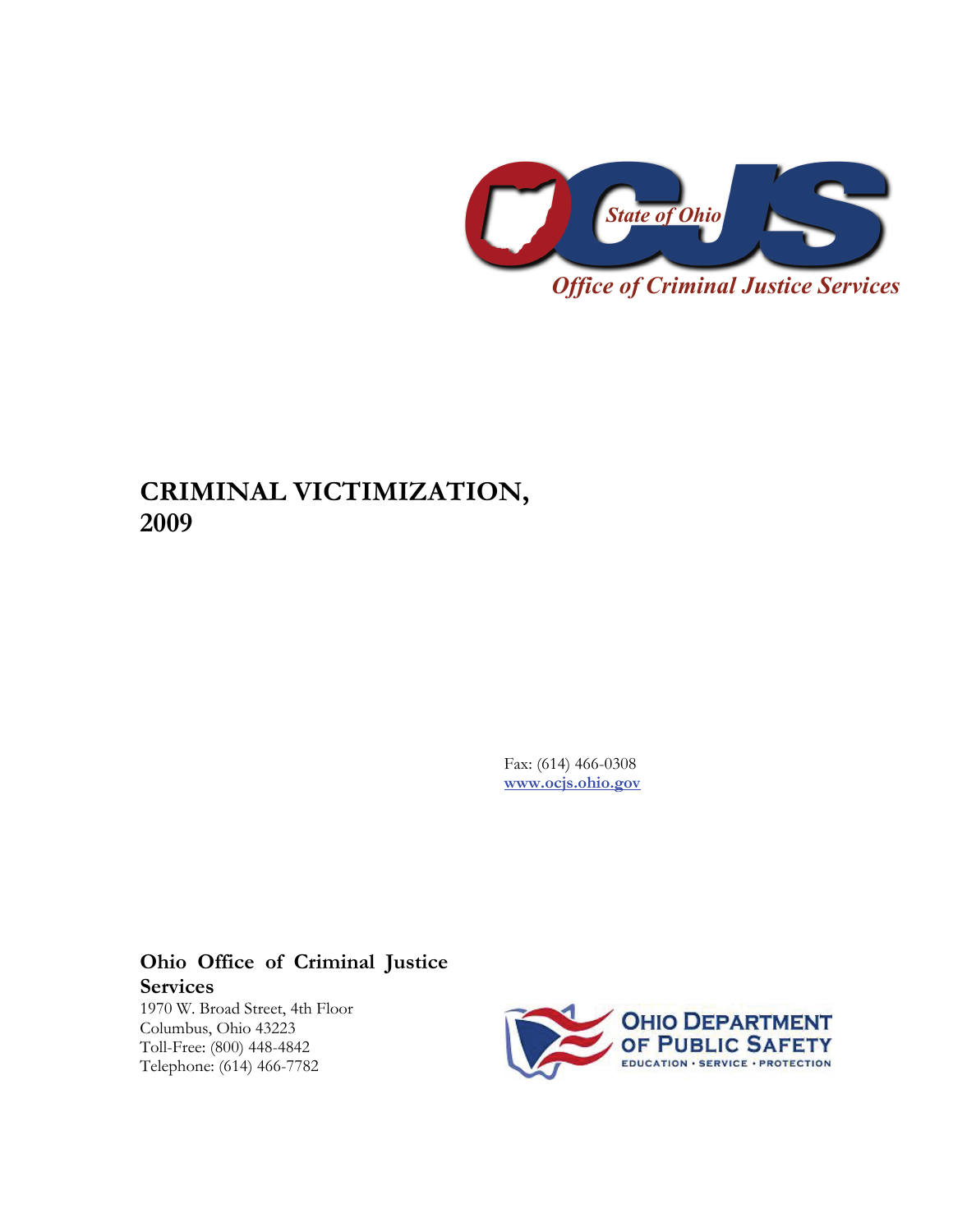State of Ohio

*Office of Criminal Justice Services*

# CRIMINAL VICTIMIZATION, 2009

Fax: (614) 466-0308
[www.ocjs.ohio.gov](http://www.ocjs.ohio.gov)

**Ohio Office of Criminal Justice Services**
1970 W. Broad Street, 4th Floor
Columbus, Ohio 43223
Toll-Free: (800) 448-4842
Telephone: (614) 466-7782

OHIO DEPARTMENT OF PUBLIC SAFETY
EDUCATION • SERVICE • PROTECTION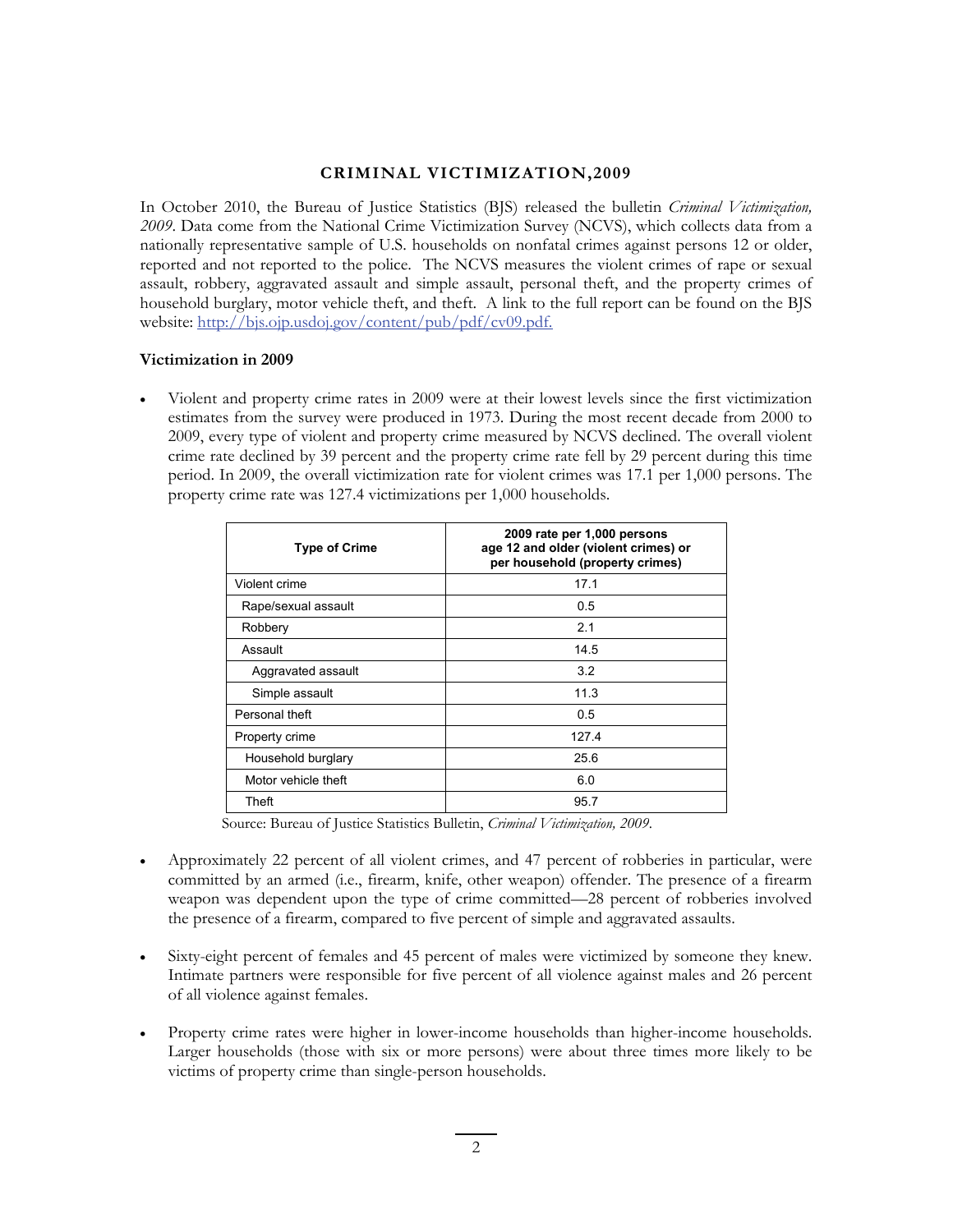# CRIMINAL VICTIMIZATION, 2009

In October 2010, the Bureau of Justice Statistics (BJS) released the bulletin *Criminal Victimization, 2009*. Data come from the National Crime Victimization Survey (NCVS), which collects data from a nationally representative sample of U.S. households on nonfatal crimes against persons 12 or older, reported and not reported to the police. The NCVS measures the violent crimes of rape or sexual assault, robbery, aggravated assault and simple assault, personal theft, and the property crimes of household burglary, motor vehicle theft, and theft. A link to the full report can be found on the BJS website: [http://bjs.ojp.usdoj.gov/content/pub/pdf/cv09.pdf.](http://bjs.ojp.usdoj.gov/content/pub/pdf/cv09.pdf)

### Victimization in 2009

- Violent and property crime rates in 2009 were at their lowest levels since the first victimization estimates from the survey were produced in 1973. During the most recent decade from 2000 to 2009, every type of violent and property crime measured by NCVS declined. The overall violent crime rate declined by 39 percent and the property crime rate fell by 29 percent during this time period. In 2009, the overall victimization rate for violent crimes was 17.1 per 1,000 persons. The property crime rate was 127.4 victimizations per 1,000 households.

| Type of Crime | 2009 rate per 1,000 persons age 12 and older (violent crimes) or per household (property crimes) |
|---|---|
| Violent crime | 17.1 |
| Rape/sexual assault | 0.5 |
| Robbery | 2.1 |
| Assault | 14.5 |
| Aggravated assault | 3.2 |
| Simple assault | 11.3 |
| Personal theft | 0.5 |
| Property crime | 127.4 |
| Household burglary | 25.6 |
| Motor vehicle theft | 6.0 |
| Theft | 95.7 |

Source: Bureau of Justice Statistics Bulletin, *Criminal Victimization, 2009*.

- Approximately 22 percent of all violent crimes, and 47 percent of robberies in particular, were committed by an armed (i.e., firearm, knife, other weapon) offender. The presence of a firearm weapon was dependent upon the type of crime committed—28 percent of robberies involved the presence of a firearm, compared to five percent of simple and aggravated assaults.

- Sixty-eight percent of females and 45 percent of males were victimized by someone they knew. Intimate partners were responsible for five percent of all violence against males and 26 percent of all violence against females.

- Property crime rates were higher in lower-income households than higher-income households. Larger households (those with six or more persons) were about three times more likely to be victims of property crime than single-person households.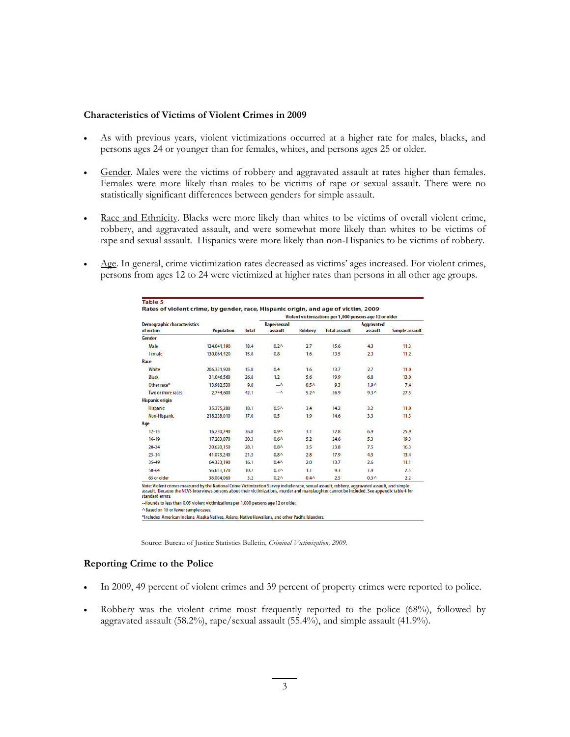**Characteristics of Victims of Violent Crimes in 2009**

- As with previous years, violent victimizations occurred at a higher rate for males, blacks, and persons ages 24 or younger than for females, whites, and persons ages 25 or older.
- Gender. Males were the victims of robbery and aggravated assault at rates higher than females. Females were more likely than males to be victims of rape or sexual assault. There were no statistically significant differences between genders for simple assault.
- Race and Ethnicity. Blacks were more likely than whites to be victims of overall violent crime, robbery, and aggravated assault, and were somewhat more likely than whites to be victims of rape and sexual assault. Hispanics were more likely than non-Hispanics to be victims of robbery.
- Age. In general, crime victimization rates decreased as victims' ages increased. For violent crimes, persons from ages 12 to 24 were victimized at higher rates than persons in all other age groups.

**Table 5**
**Rates of violent crime, by gender, race, Hispanic origin, and age of victim, 2009**

| Demographic characteristics of victim | Population | Violent victimizations per 1,000 persons age 12 or older | | | | | |
|---|---|---|---|---|---|---|---|
| | | Total | Rape/sexual assault | Robbery | Total assault | Aggravated assault | Simple assault |
| **Gender** | | | | | | | |
| Male | 124,041,190 | 18.4 | 0.2^ | 2.7 | 15.6 | 4.3 | 11.3 |
| Female | 130,064,420 | 15.8 | 0.8 | 1.6 | 13.5 | 2.3 | 11.2 |
| **Race** | | | | | | | |
| White | 206,331,920 | 15.8 | 0.4 | 1.6 | 13.7 | 2.7 | 11.0 |
| Black | 31,046,560 | 26.8 | 1.2 | 5.6 | 19.9 | 6.8 | 13.0 |
| Other race* | 13,982,530 | 9.8 | --^ | 0.5^ | 9.3 | 1.9^ | 7.4 |
| Two or more races | 2,744,600 | 42.1 | --^ | 5.2^ | 36.9 | 9.3^ | 27.5 |
| **Hispanic origin** | | | | | | | |
| Hispanic | 35,375,280 | 18.1 | 0.5^ | 3.4 | 14.2 | 3.2 | 11.0 |
| Non-Hispanic | 218,238,010 | 17.0 | 0.5 | 1.9 | 14.6 | 3.3 | 11.3 |
| **Age** | | | | | | | |
| 12–15 | 16,230,740 | 36.8 | 0.9^ | 3.1 | 32.8 | 6.9 | 25.9 |
| 16–19 | 17,203,070 | 30.3 | 0.6^ | 5.2 | 24.6 | 5.3 | 19.3 |
| 20–24 | 20,620,150 | 28.1 | 0.8^ | 3.5 | 23.8 | 7.5 | 16.3 |
| 25–34 | 41,073,240 | 21.5 | 0.8^ | 2.8 | 17.9 | 4.5 | 13.4 |
| 35–49 | 64,323,190 | 16.1 | 0.4^ | 2.0 | 13.7 | 2.6 | 11.1 |
| 50–64 | 56,651,170 | 10.7 | 0.3^ | 1.1 | 9.3 | 1.9 | 7.5 |
| 65 or older | 38,004,060 | 3.2 | 0.2^ | 0.4^ | 2.5 | 0.3^ | 2.2 |

Note: Violent crimes measured by the National Crime Victimization Survey include rape, sexual assault, robbery, aggravated assault, and simple assault. Because the NCVS interviews persons about their victimizations, murder and manslaughter cannot be included. See appendix table 4 for standard errors.

--Rounds to less than 0.05 violent victimizations per 1,000 persons age 12 or older.

^Based on 10 or fewer sample cases.

*Includes American Indians, Alaska Natives, Asians, Native Hawaiians, and other Pacific Islanders.

Source: Bureau of Justice Statistics Bulletin, *Criminal Victimization, 2009*.

**Reporting Crime to the Police**

- In 2009, 49 percent of violent crimes and 39 percent of property crimes were reported to police.
- Robbery was the violent crime most frequently reported to the police (68%), followed by aggravated assault (58.2%), rape/sexual assault (55.4%), and simple assault (41.9%).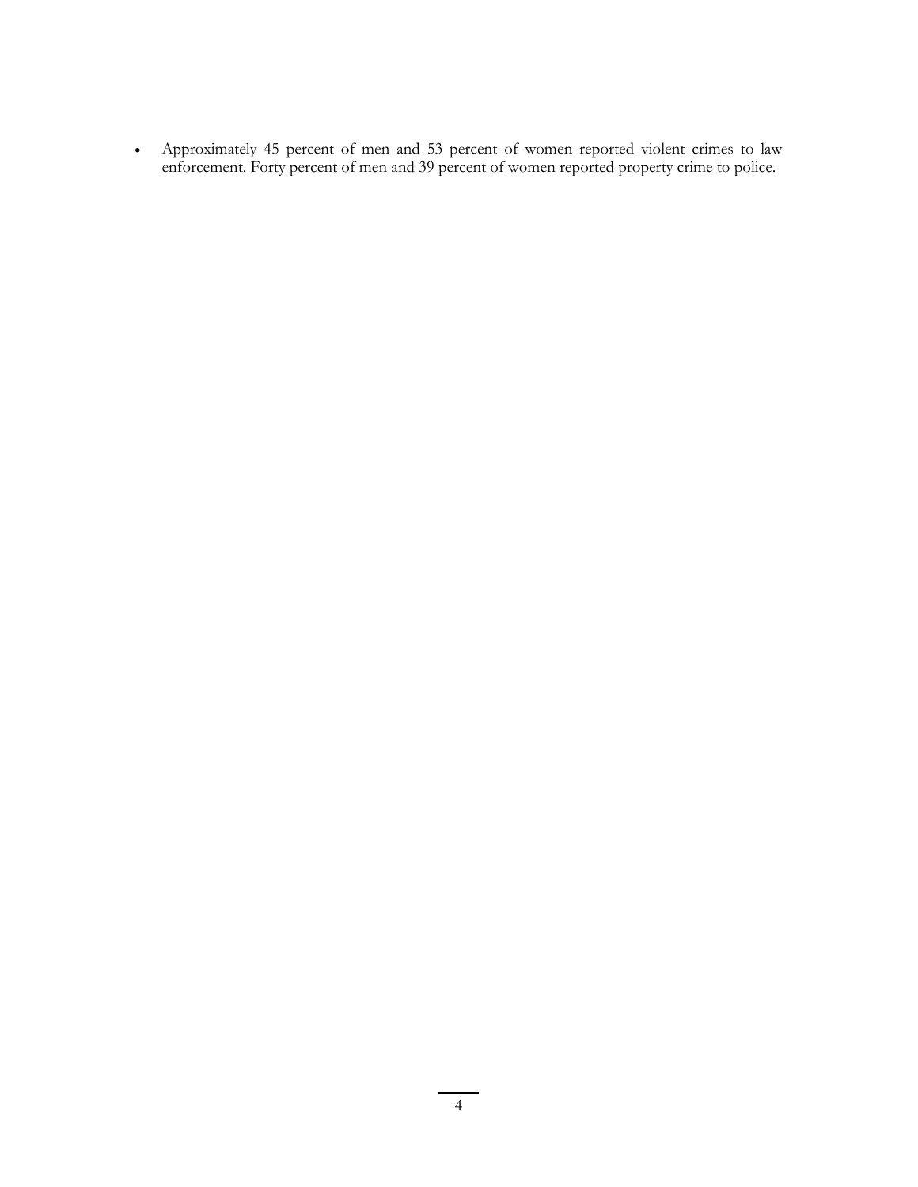- Approximately 45 percent of men and 53 percent of women reported violent crimes to law enforcement. Forty percent of men and 39 percent of women reported property crime to police.